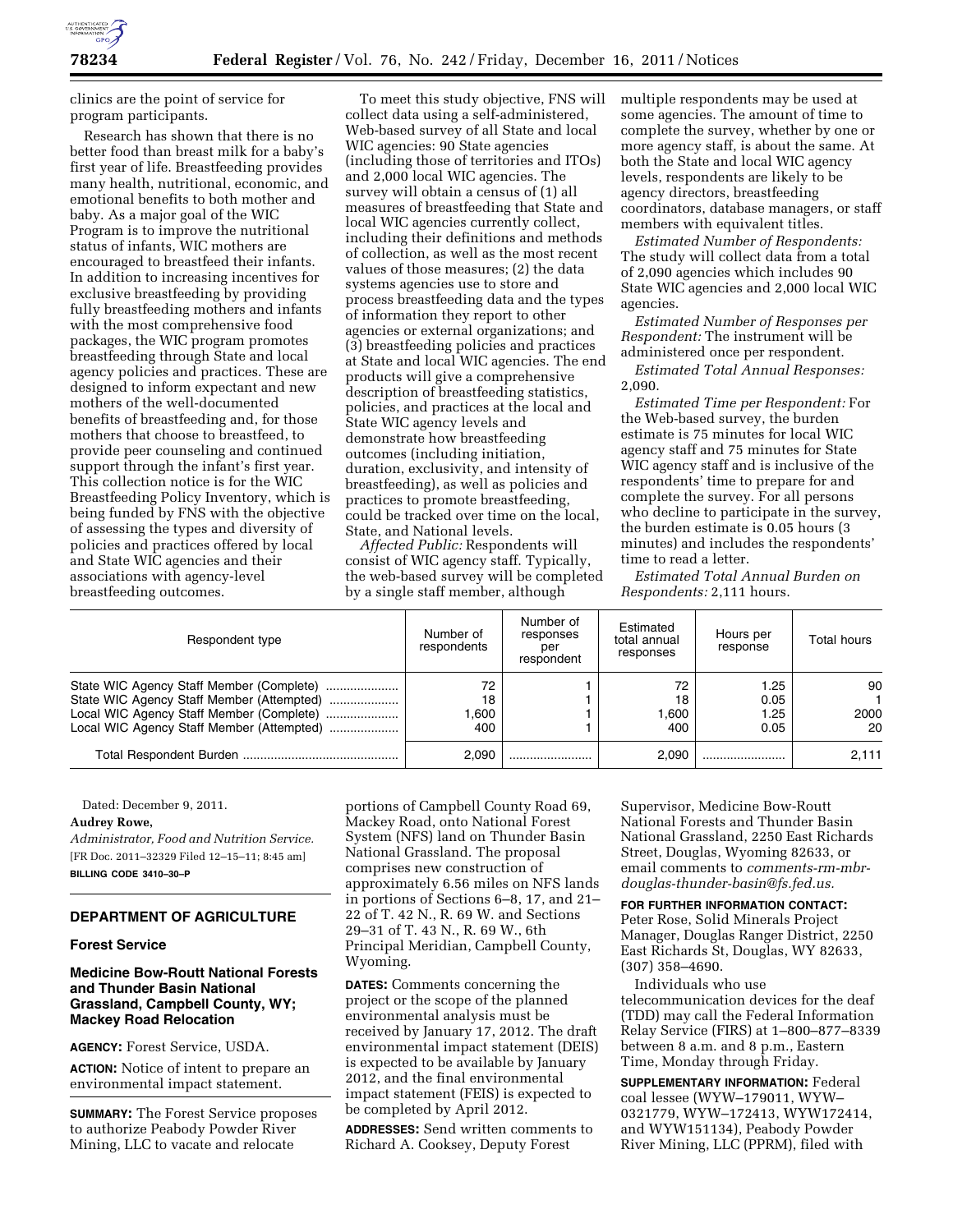clinics are the point of service for program participants.

Research has shown that there is no better food than breast milk for a baby's first year of life. Breastfeeding provides many health, nutritional, economic, and emotional benefits to both mother and baby. As a major goal of the WIC Program is to improve the nutritional status of infants, WIC mothers are encouraged to breastfeed their infants. In addition to increasing incentives for exclusive breastfeeding by providing fully breastfeeding mothers and infants with the most comprehensive food packages, the WIC program promotes breastfeeding through State and local agency policies and practices. These are designed to inform expectant and new mothers of the well-documented benefits of breastfeeding and, for those mothers that choose to breastfeed, to provide peer counseling and continued support through the infant's first year. This collection notice is for the WIC Breastfeeding Policy Inventory, which is being funded by FNS with the objective of assessing the types and diversity of policies and practices offered by local and State WIC agencies and their associations with agency-level breastfeeding outcomes.

To meet this study objective, FNS will collect data using a self-administered, Web-based survey of all State and local WIC agencies: 90 State agencies (including those of territories and ITOs) and 2,000 local WIC agencies. The survey will obtain a census of (1) all measures of breastfeeding that State and local WIC agencies currently collect, including their definitions and methods of collection, as well as the most recent values of those measures; (2) the data systems agencies use to store and process breastfeeding data and the types of information they report to other agencies or external organizations; and (3) breastfeeding policies and practices at State and local WIC agencies. The end products will give a comprehensive description of breastfeeding statistics, policies, and practices at the local and State WIC agency levels and demonstrate how breastfeeding outcomes (including initiation, duration, exclusivity, and intensity of breastfeeding), as well as policies and practices to promote breastfeeding, could be tracked over time on the local, State, and National levels.

*Affected Public:* Respondents will consist of WIC agency staff. Typically, the web-based survey will be completed by a single staff member, although multiple respondents may be used at some agencies. The amount of time to complete the survey, whether by one or more agency staff, is about the same. At both the State and local WIC agency levels, respondents are likely to be agency directors, breastfeeding coordinators, database managers, or staff members with equivalent titles.

*Estimated Number of Respondents:* The study will collect data from a total of 2,090 agencies which includes 90 State WIC agencies and 2,000 local WIC agencies.

*Estimated Number of Responses per Respondent:* The instrument will be administered once per respondent.

*Estimated Total Annual Responses:* 2,090.

*Estimated Time per Respondent:* For the Web-based survey, the burden estimate is 75 minutes for local WIC agency staff and 75 minutes for State WIC agency staff and is inclusive of the respondents' time to prepare for and complete the survey. For all persons who decline to participate in the survey, the burden estimate is 0.05 hours (3 minutes) and includes the respondents' time to read a letter.

*Estimated Total Annual Burden on Respondents:* 2,111 hours.

| Respondent type | Number of respondents | Number of responses per respondent | Estimated total annual responses | Hours per response | Total hours |
|---|---|---|---|---|---|
| State WIC Agency Staff Member (Complete) | 72 | 1 | 72 | 1.25 | 90 |
| State WIC Agency Staff Member (Attempted) | 18 | 1 | 18 | 0.05 | 1 |
| Local WIC Agency Staff Member (Complete) | 1,600 | 1 | 1,600 | 1.25 | 2000 |
| Local WIC Agency Staff Member (Attempted) | 400 | 1 | 400 | 0.05 | 20 |
| Total Respondent Burden | 2,090 | | 2,090 | | 2,111 |

Dated: December 9, 2011.

**Audrey Rowe,**

*Administrator, Food and Nutrition Service.*

[FR Doc. 2011–32329 Filed 12–15–11; 8:45 am]

**BILLING CODE 3410–30–P**

## DEPARTMENT OF AGRICULTURE

### Forest Service

### Medicine Bow-Routt National Forests and Thunder Basin National Grassland, Campbell County, WY; Mackey Road Relocation

**AGENCY:** Forest Service, USDA.

**ACTION:** Notice of intent to prepare an environmental impact statement.

**SUMMARY:** The Forest Service proposes to authorize Peabody Powder River Mining, LLC to vacate and relocate portions of Campbell County Road 69, Mackey Road, onto National Forest System (NFS) land on Thunder Basin National Grassland. The proposal comprises new construction of approximately 6.56 miles on NFS lands in portions of Sections 6–8, 17, and 21–22 of T. 42 N., R. 69 W. and Sections 29–31 of T. 43 N., R. 69 W., 6th Principal Meridian, Campbell County, Wyoming.

**DATES:** Comments concerning the project or the scope of the planned environmental analysis must be received by January 17, 2012. The draft environmental impact statement (DEIS) is expected to be available by January 2012, and the final environmental impact statement (FEIS) is expected to be completed by April 2012.

**ADDRESSES:** Send written comments to Richard A. Cooksey, Deputy Forest Supervisor, Medicine Bow-Routt National Forests and Thunder Basin National Grassland, 2250 East Richards Street, Douglas, Wyoming 82633, or email comments to *comments-rm-mbr-douglas-thunder-basin@fs.fed.us.*

**FOR FURTHER INFORMATION CONTACT:** Peter Rose, Solid Minerals Project Manager, Douglas Ranger District, 2250 East Richards St, Douglas, WY 82633, (307) 358–4690.

Individuals who use telecommunication devices for the deaf (TDD) may call the Federal Information Relay Service (FIRS) at 1–800–877–8339 between 8 a.m. and 8 p.m., Eastern Time, Monday through Friday.

**SUPPLEMENTARY INFORMATION:** Federal coal lessee (WYW–179011, WYW–0321779, WYW–172413, WYW172414, and WYW151134), Peabody Powder River Mining, LLC (PPRM), filed with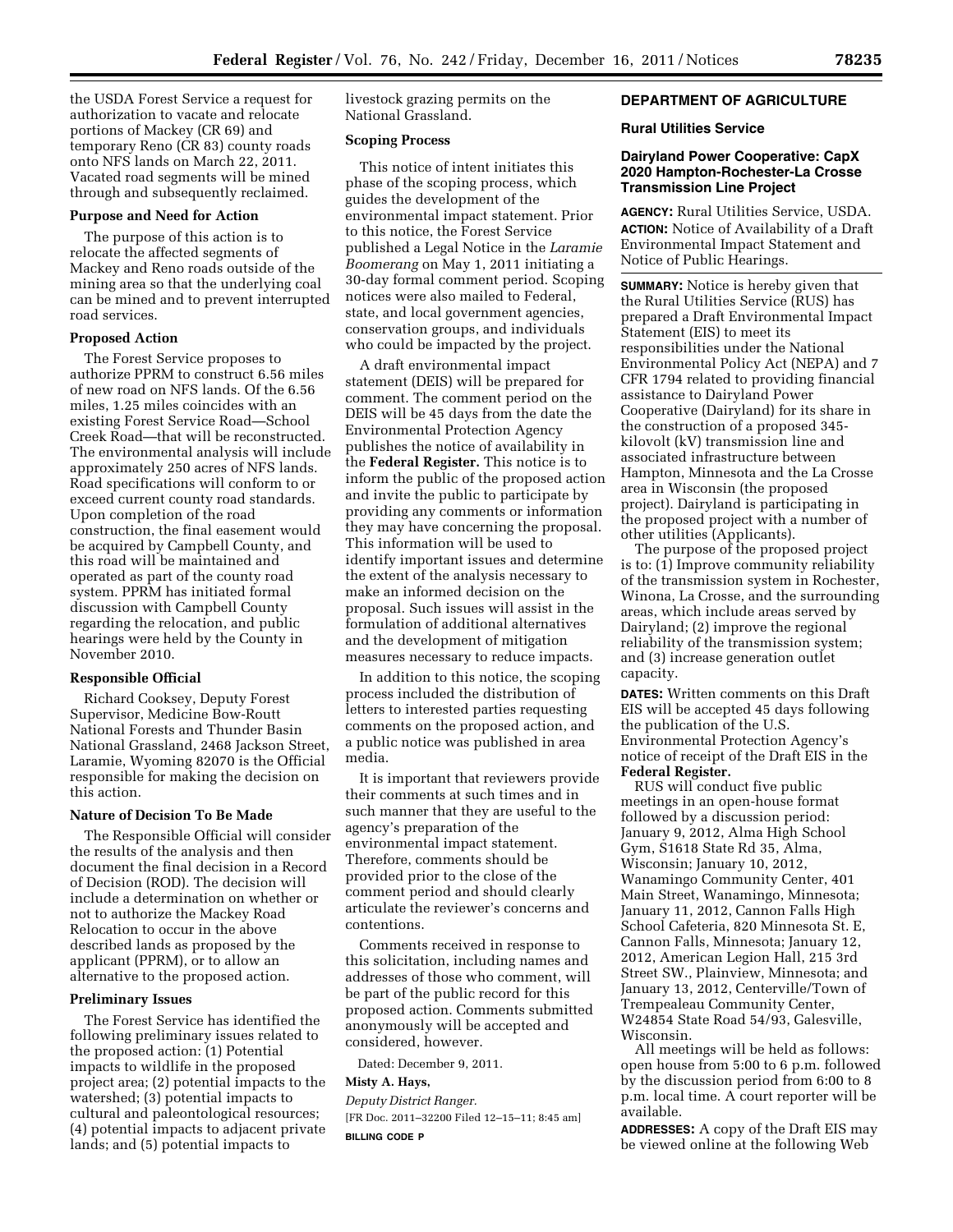the USDA Forest Service a request for authorization to vacate and relocate portions of Mackey (CR 69) and temporary Reno (CR 83) county roads onto NFS lands on March 22, 2011. Vacated road segments will be mined through and subsequently reclaimed.

### Purpose and Need for Action

The purpose of this action is to relocate the affected segments of Mackey and Reno roads outside of the mining area so that the underlying coal can be mined and to prevent interrupted road services.

### Proposed Action

The Forest Service proposes to authorize PPRM to construct 6.56 miles of new road on NFS lands. Of the 6.56 miles, 1.25 miles coincides with an existing Forest Service Road—School Creek Road—that will be reconstructed. The environmental analysis will include approximately 250 acres of NFS lands. Road specifications will conform to or exceed current county road standards. Upon completion of the road construction, the final easement would be acquired by Campbell County, and this road will be maintained and operated as part of the county road system. PPRM has initiated formal discussion with Campbell County regarding the relocation, and public hearings were held by the County in November 2010.

### Responsible Official

Richard Cooksey, Deputy Forest Supervisor, Medicine Bow-Routt National Forests and Thunder Basin National Grassland, 2468 Jackson Street, Laramie, Wyoming 82070 is the Official responsible for making the decision on this action.

### Nature of Decision To Be Made

The Responsible Official will consider the results of the analysis and then document the final decision in a Record of Decision (ROD). The decision will include a determination on whether or not to authorize the Mackey Road Relocation to occur in the above described lands as proposed by the applicant (PPRM), or to allow an alternative to the proposed action.

### Preliminary Issues

The Forest Service has identified the following preliminary issues related to the proposed action: (1) Potential impacts to wildlife in the proposed project area; (2) potential impacts to the watershed; (3) potential impacts to cultural and paleontological resources; (4) potential impacts to adjacent private lands; and (5) potential impacts to livestock grazing permits on the National Grassland.

### Scoping Process

This notice of intent initiates this phase of the scoping process, which guides the development of the environmental impact statement. Prior to this notice, the Forest Service published a Legal Notice in the *Laramie Boomerang* on May 1, 2011 initiating a 30-day formal comment period. Scoping notices were also mailed to Federal, state, and local government agencies, conservation groups, and individuals who could be impacted by the project.

A draft environmental impact statement (DEIS) will be prepared for comment. The comment period on the DEIS will be 45 days from the date the Environmental Protection Agency publishes the notice of availability in the **Federal Register.** This notice is to inform the public of the proposed action and invite the public to participate by providing any comments or information they may have concerning the proposal. This information will be used to identify important issues and determine the extent of the analysis necessary to make an informed decision on the proposal. Such issues will assist in the formulation of additional alternatives and the development of mitigation measures necessary to reduce impacts.

In addition to this notice, the scoping process included the distribution of letters to interested parties requesting comments on the proposed action, and a public notice was published in area media.

It is important that reviewers provide their comments at such times and in such manner that they are useful to the agency's preparation of the environmental impact statement. Therefore, comments should be provided prior to the close of the comment period and should clearly articulate the reviewer's concerns and contentions.

Comments received in response to this solicitation, including names and addresses of those who comment, will be part of the public record for this proposed action. Comments submitted anonymously will be accepted and considered, however.

Dated: December 9, 2011.

**Misty A. Hays,**

*Deputy District Ranger.*

[FR Doc. 2011–32200 Filed 12–15–11; 8:45 am]

**BILLING CODE P**

## DEPARTMENT OF AGRICULTURE

### Rural Utilities Service

### Dairyland Power Cooperative: CapX 2020 Hampton-Rochester-La Crosse Transmission Line Project

**AGENCY:** Rural Utilities Service, USDA.

**ACTION:** Notice of Availability of a Draft Environmental Impact Statement and Notice of Public Hearings.

**SUMMARY:** Notice is hereby given that the Rural Utilities Service (RUS) has prepared a Draft Environmental Impact Statement (EIS) to meet its responsibilities under the National Environmental Policy Act (NEPA) and 7 CFR 1794 related to providing financial assistance to Dairyland Power Cooperative (Dairyland) for its share in the construction of a proposed 345-kilovolt (kV) transmission line and associated infrastructure between Hampton, Minnesota and the La Crosse area in Wisconsin (the proposed project). Dairyland is participating in the proposed project with a number of other utilities (Applicants).

The purpose of the proposed project is to: (1) Improve community reliability of the transmission system in Rochester, Winona, La Crosse, and the surrounding areas, which include areas served by Dairyland; (2) improve the regional reliability of the transmission system; and (3) increase generation outlet capacity.

**DATES:** Written comments on this Draft EIS will be accepted 45 days following the publication of the U.S. Environmental Protection Agency's notice of receipt of the Draft EIS in the **Federal Register.**

RUS will conduct five public meetings in an open-house format followed by a discussion period: January 9, 2012, Alma High School Gym, S1618 State Rd 35, Alma, Wisconsin; January 10, 2012, Wanamingo Community Center, 401 Main Street, Wanamingo, Minnesota; January 11, 2012, Cannon Falls High School Cafeteria, 820 Minnesota St. E, Cannon Falls, Minnesota; January 12, 2012, American Legion Hall, 215 3rd Street SW., Plainview, Minnesota; and January 13, 2012, Centerville/Town of Trempealeau Community Center, W24854 State Road 54/93, Galesville, Wisconsin.

All meetings will be held as follows: open house from 5:00 to 6 p.m. followed by the discussion period from 6:00 to 8 p.m. local time. A court reporter will be available.

**ADDRESSES:** A copy of the Draft EIS may be viewed online at the following Web